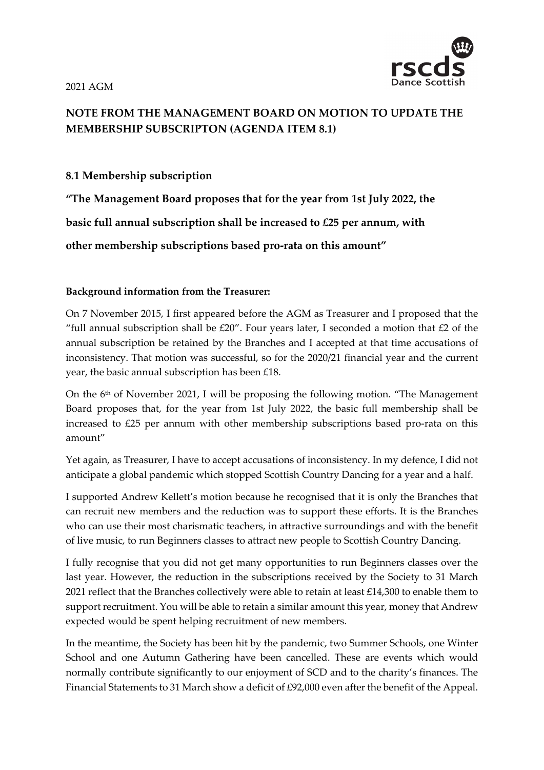2021 AGM

# NOTE FROM THE MANAGEMENT BOARD ON MOTION TO UPDATE THE MEMBERSHIP SUBSCRIPTON (AGENDA ITEM 8.1)

## 8.1 Membership subscription

**"The Management Board proposes that for the year from 1st July 2022, the basic full annual subscription shall be increased to £25 per annum, with other membership subscriptions based pro-rata on this amount"**

**Background information from the Treasurer:**

On 7 November 2015, I first appeared before the AGM as Treasurer and I proposed that the "full annual subscription shall be £20". Four years later, I seconded a motion that £2 of the annual subscription be retained by the Branches and I accepted at that time accusations of inconsistency. That motion was successful, so for the 2020/21 financial year and the current year, the basic annual subscription has been £18.

On the 6th of November 2021, I will be proposing the following motion. "The Management Board proposes that, for the year from 1st July 2022, the basic full membership shall be increased to £25 per annum with other membership subscriptions based pro-rata on this amount"

Yet again, as Treasurer, I have to accept accusations of inconsistency. In my defence, I did not anticipate a global pandemic which stopped Scottish Country Dancing for a year and a half.

I supported Andrew Kellett's motion because he recognised that it is only the Branches that can recruit new members and the reduction was to support these efforts. It is the Branches who can use their most charismatic teachers, in attractive surroundings and with the benefit of live music, to run Beginners classes to attract new people to Scottish Country Dancing.

I fully recognise that you did not get many opportunities to run Beginners classes over the last year. However, the reduction in the subscriptions received by the Society to 31 March 2021 reflect that the Branches collectively were able to retain at least £14,300 to enable them to support recruitment. You will be able to retain a similar amount this year, money that Andrew expected would be spent helping recruitment of new members.

In the meantime, the Society has been hit by the pandemic, two Summer Schools, one Winter School and one Autumn Gathering have been cancelled. These are events which would normally contribute significantly to our enjoyment of SCD and to the charity's finances. The Financial Statements to 31 March show a deficit of £92,000 even after the benefit of the Appeal.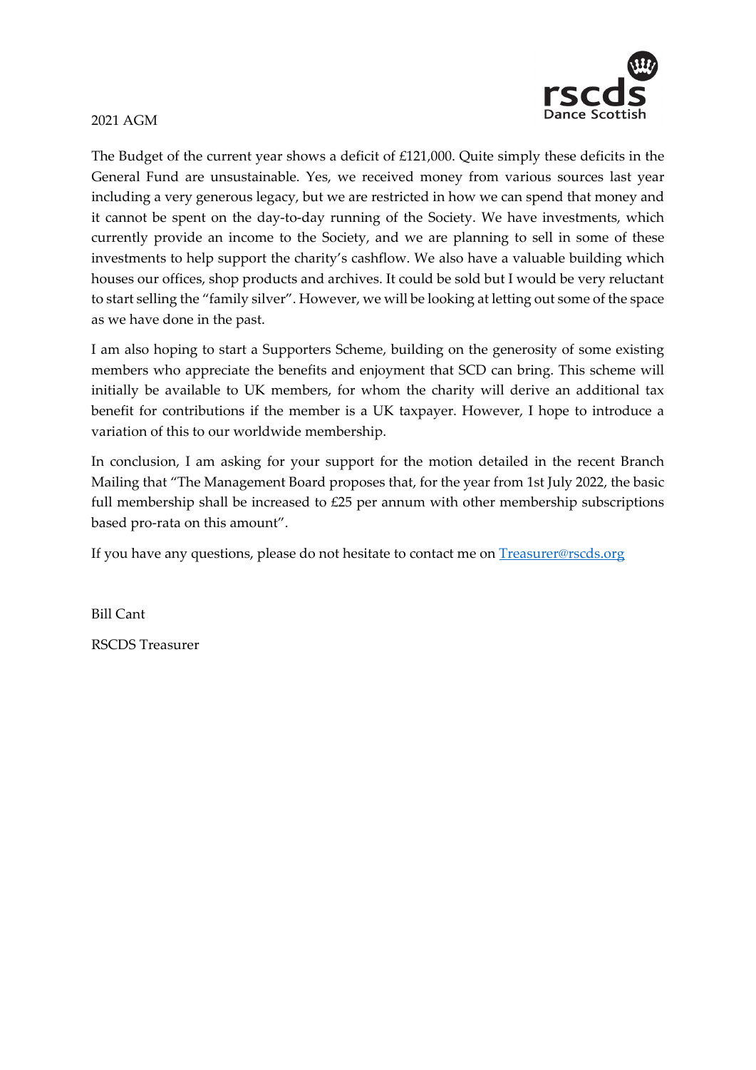2021 AGM

The Budget of the current year shows a deficit of £121,000. Quite simply these deficits in the General Fund are unsustainable. Yes, we received money from various sources last year including a very generous legacy, but we are restricted in how we can spend that money and it cannot be spent on the day-to-day running of the Society. We have investments, which currently provide an income to the Society, and we are planning to sell in some of these investments to help support the charity's cashflow. We also have a valuable building which houses our offices, shop products and archives. It could be sold but I would be very reluctant to start selling the "family silver". However, we will be looking at letting out some of the space as we have done in the past.

I am also hoping to start a Supporters Scheme, building on the generosity of some existing members who appreciate the benefits and enjoyment that SCD can bring. This scheme will initially be available to UK members, for whom the charity will derive an additional tax benefit for contributions if the member is a UK taxpayer. However, I hope to introduce a variation of this to our worldwide membership.

In conclusion, I am asking for your support for the motion detailed in the recent Branch Mailing that "The Management Board proposes that, for the year from 1st July 2022, the basic full membership shall be increased to £25 per annum with other membership subscriptions based pro-rata on this amount".

If you have any questions, please do not hesitate to contact me on [Treasurer@rscds.org](mailto:Treasurer@rscds.org)

Bill Cant

RSCDS Treasurer